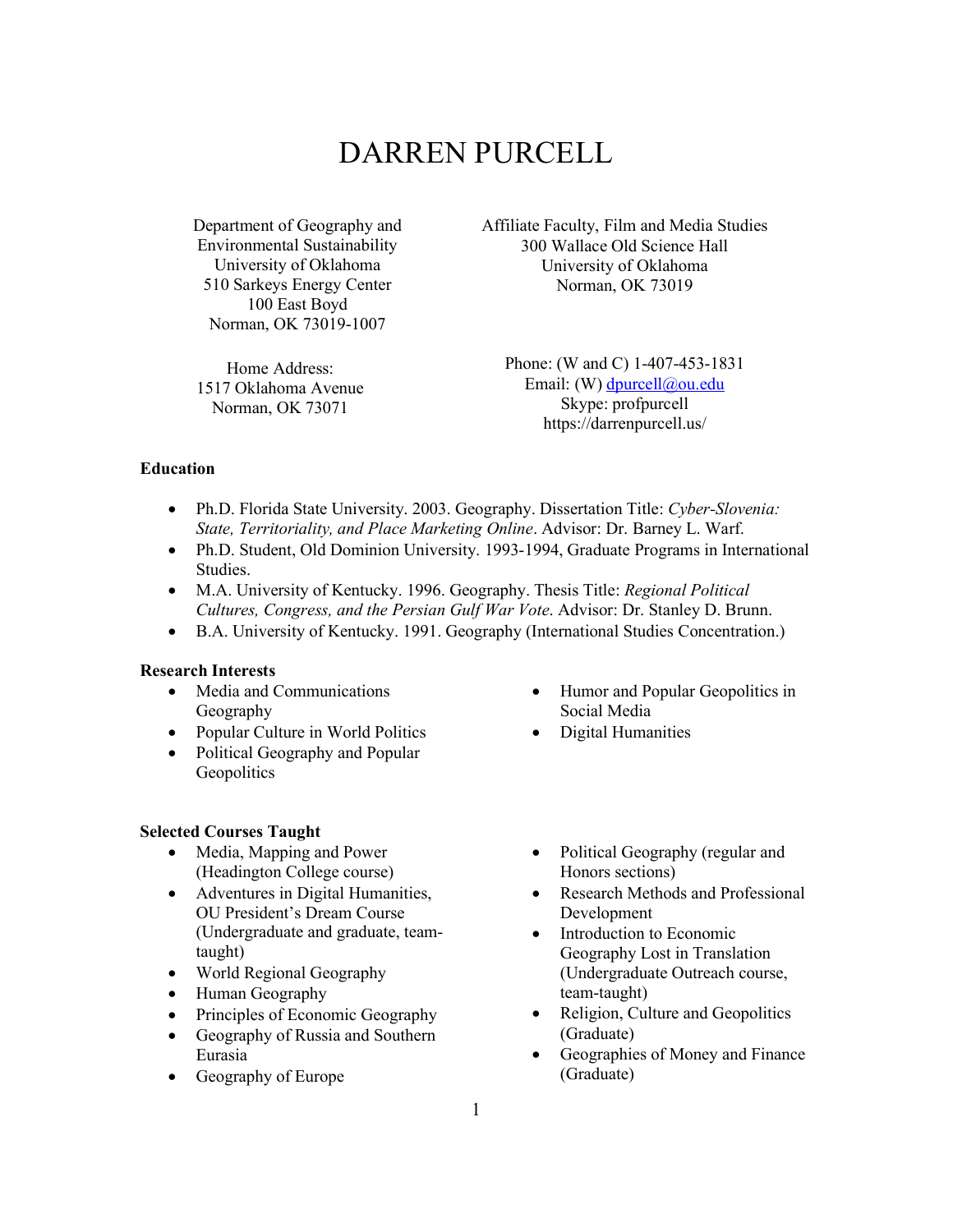# DARREN PURCELL

Department of Geography and Environmental Sustainability
University of Oklahoma
510 Sarkeys Energy Center
100 East Boyd
Norman, OK 73019-1007

Affiliate Faculty, Film and Media Studies
300 Wallace Old Science Hall
University of Oklahoma
Norman, OK 73019

Home Address:
1517 Oklahoma Avenue
Norman, OK 73071

Phone: (W and C) 1-407-453-1831
Email: (W) dpurcell@ou.edu
Skype: profpurcell
https://darrenpurcell.us/

**Education**

- Ph.D. Florida State University. 2003. Geography. Dissertation Title: *Cyber-Slovenia: State, Territoriality, and Place Marketing Online*. Advisor: Dr. Barney L. Warf.
- Ph.D. Student, Old Dominion University. 1993-1994, Graduate Programs in International Studies.
- M.A. University of Kentucky. 1996. Geography. Thesis Title: *Regional Political Cultures, Congress, and the Persian Gulf War Vote*. Advisor: Dr. Stanley D. Brunn.
- B.A. University of Kentucky. 1991. Geography (International Studies Concentration.)

**Research Interests**

- Media and Communications Geography
- Popular Culture in World Politics
- Political Geography and Popular Geopolitics
- Humor and Popular Geopolitics in Social Media
- Digital Humanities

**Selected Courses Taught**

- Media, Mapping and Power (Headington College course)
- Adventures in Digital Humanities, OU President's Dream Course (Undergraduate and graduate, team-taught)
- World Regional Geography
- Human Geography
- Principles of Economic Geography
- Geography of Russia and Southern Eurasia
- Geography of Europe
- Political Geography (regular and Honors sections)
- Research Methods and Professional Development
- Introduction to Economic Geography Lost in Translation (Undergraduate Outreach course, team-taught)
- Religion, Culture and Geopolitics (Graduate)
- Geographies of Money and Finance (Graduate)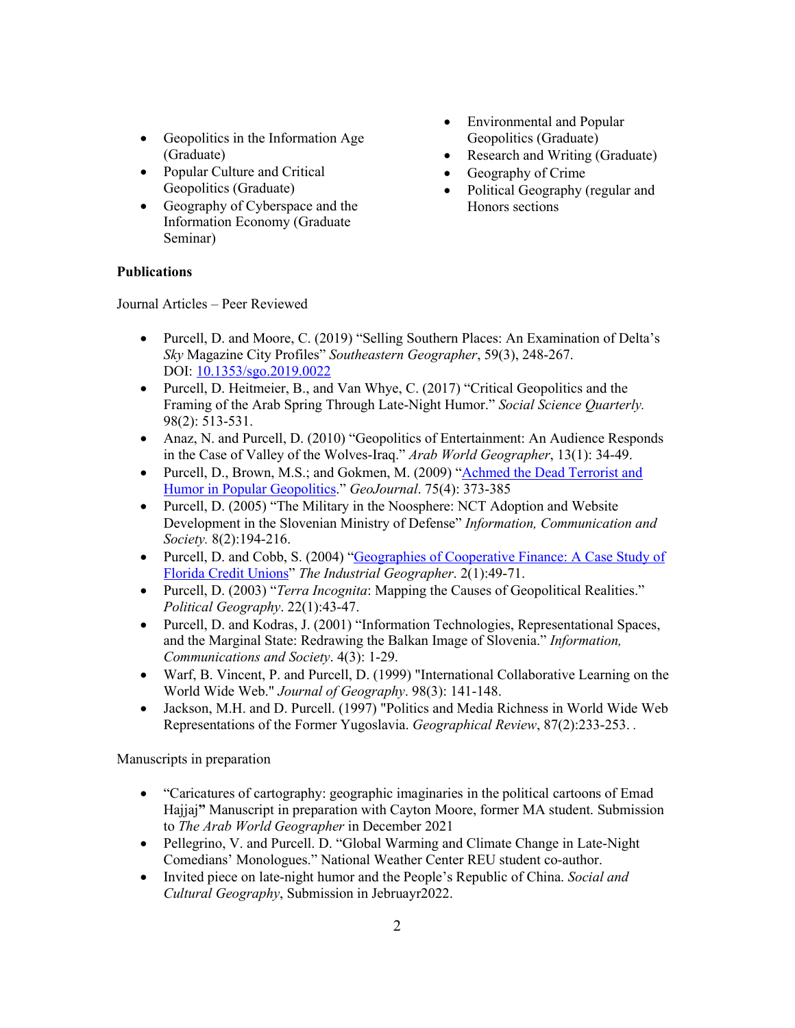- Geopolitics in the Information Age (Graduate)
- Popular Culture and Critical Geopolitics (Graduate)
- Geography of Cyberspace and the Information Economy (Graduate Seminar)
- Environmental and Popular Geopolitics (Graduate)
- Research and Writing (Graduate)
- Geography of Crime
- Political Geography (regular and Honors sections

**Publications**

Journal Articles – Peer Reviewed

- Purcell, D. and Moore, C. (2019) "Selling Southern Places: An Examination of Delta's *Sky* Magazine City Profiles" *Southeastern Geographer*, 59(3), 248-267. DOI: [10.1353/sgo.2019.0022](10.1353/sgo.2019.0022)
- Purcell, D. Heitmeier, B., and Van Whye, C. (2017) "Critical Geopolitics and the Framing of the Arab Spring Through Late-Night Humor." *Social Science Quarterly.* 98(2): 513-531.
- Anaz, N. and Purcell, D. (2010) "Geopolitics of Entertainment: An Audience Responds in the Case of Valley of the Wolves-Iraq." *Arab World Geographer*, 13(1): 34-49.
- Purcell, D., Brown, M.S.; and Gokmen, M. (2009) "Achmed the Dead Terrorist and Humor in Popular Geopolitics." *GeoJournal*. 75(4): 373-385
- Purcell, D. (2005) "The Military in the Noosphere: NCT Adoption and Website Development in the Slovenian Ministry of Defense" *Information, Communication and Society.* 8(2):194-216.
- Purcell, D. and Cobb, S. (2004) "Geographies of Cooperative Finance: A Case Study of Florida Credit Unions" *The Industrial Geographer*. 2(1):49-71.
- Purcell, D. (2003) "*Terra Incognita*: Mapping the Causes of Geopolitical Realities." *Political Geography*. 22(1):43-47.
- Purcell, D. and Kodras, J. (2001) "Information Technologies, Representational Spaces, and the Marginal State: Redrawing the Balkan Image of Slovenia." *Information, Communications and Society*. 4(3): 1-29.
- Warf, B. Vincent, P. and Purcell, D. (1999) "International Collaborative Learning on the World Wide Web." *Journal of Geography*. 98(3): 141-148.
- Jackson, M.H. and D. Purcell. (1997) "Politics and Media Richness in World Wide Web Representations of the Former Yugoslavia. *Geographical Review*, 87(2):233-253. .

Manuscripts in preparation

- "Caricatures of cartography: geographic imaginaries in the political cartoons of Emad Hajjaj**"** Manuscript in preparation with Cayton Moore, former MA student. Submission to *The Arab World Geographer* in December 2021
- Pellegrino, V. and Purcell. D. "Global Warming and Climate Change in Late-Night Comedians' Monologues." National Weather Center REU student co-author.
- Invited piece on late-night humor and the People's Republic of China. *Social and Cultural Geography*, Submission in Jebruayr2022.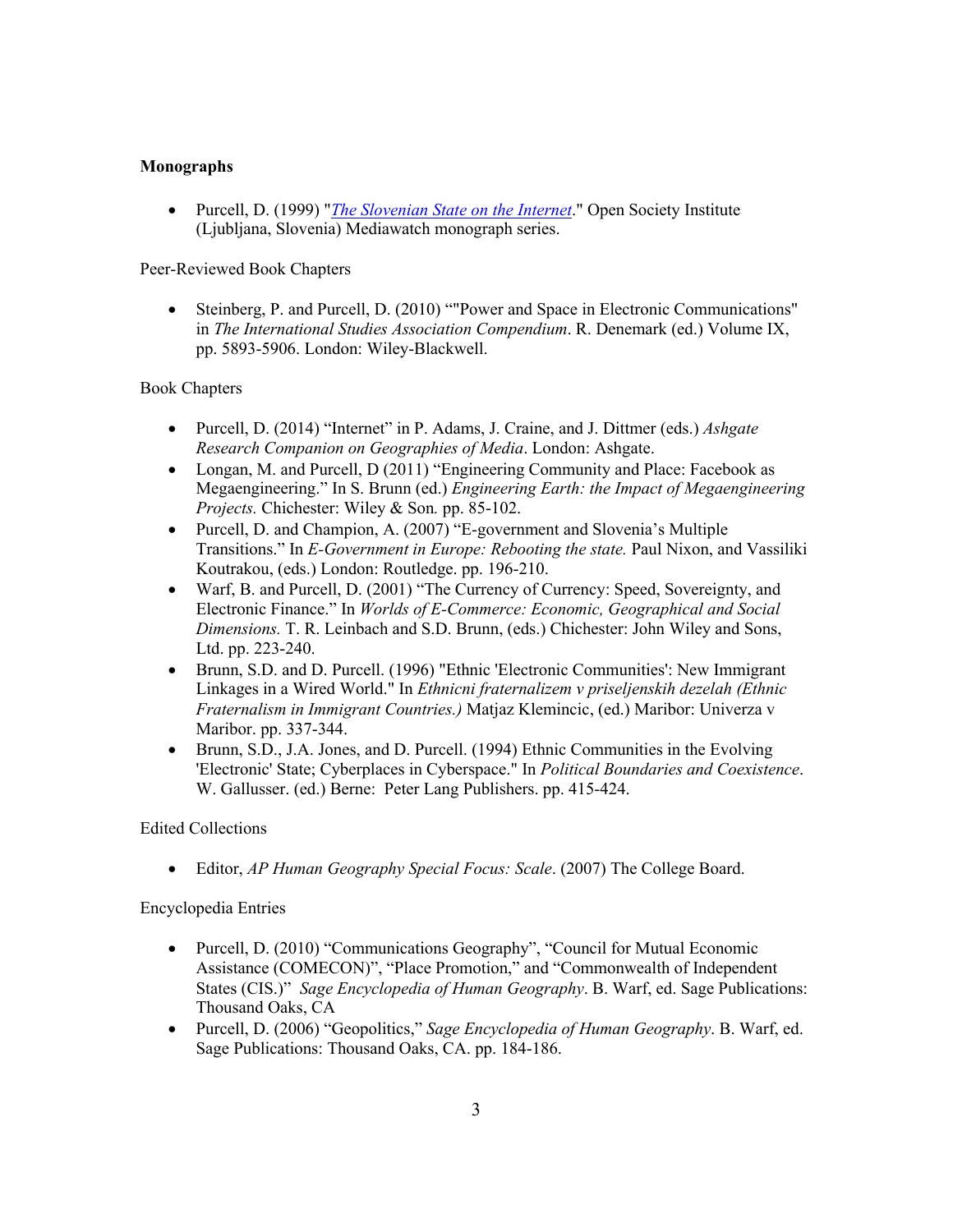**Monographs**

- Purcell, D. (1999) "*The Slovenian State on the Internet*." Open Society Institute (Ljubljana, Slovenia) Mediawatch monograph series.

Peer-Reviewed Book Chapters

- Steinberg, P. and Purcell, D. (2010) “"Power and Space in Electronic Communications" in *The International Studies Association Compendium*. R. Denemark (ed.) Volume IX, pp. 5893-5906. London: Wiley-Blackwell.

Book Chapters

- Purcell, D. (2014) “Internet” in P. Adams, J. Craine, and J. Dittmer (eds.) *Ashgate Research Companion on Geographies of Media*. London: Ashgate.
- Longan, M. and Purcell, D (2011) “Engineering Community and Place: Facebook as Megaengineering.” In S. Brunn (ed.) *Engineering Earth: the Impact of Megaengineering Projects.* Chichester: Wiley & Son*.* pp. 85-102.
- Purcell, D. and Champion, A. (2007) “E-government and Slovenia’s Multiple Transitions.” In *E-Government in Europe: Rebooting the state.* Paul Nixon, and Vassiliki Koutrakou, (eds.) London: Routledge. pp. 196-210.
- Warf, B. and Purcell, D. (2001) “The Currency of Currency: Speed, Sovereignty, and Electronic Finance.” In *Worlds of E-Commerce: Economic, Geographical and Social Dimensions.* T. R. Leinbach and S.D. Brunn, (eds.) Chichester: John Wiley and Sons, Ltd. pp. 223-240.
- Brunn, S.D. and D. Purcell. (1996) "Ethnic 'Electronic Communities': New Immigrant Linkages in a Wired World." In *Ethnicni fraternalizem v priseljenskih dezelah (Ethnic Fraternalism in Immigrant Countries.)* Matjaz Klemincic, (ed.) Maribor: Univerza v Maribor. pp. 337-344.
- Brunn, S.D., J.A. Jones, and D. Purcell. (1994) Ethnic Communities in the Evolving 'Electronic' State; Cyberplaces in Cyberspace." In *Political Boundaries and Coexistence*. W. Gallusser. (ed.) Berne: Peter Lang Publishers. pp. 415-424.

Edited Collections

- Editor, *AP Human Geography Special Focus: Scale*. (2007) The College Board.

Encyclopedia Entries

- Purcell, D. (2010) “Communications Geography”, “Council for Mutual Economic Assistance (COMECON)”, “Place Promotion,” and “Commonwealth of Independent States (CIS.)” *Sage Encyclopedia of Human Geography*. B. Warf, ed. Sage Publications: Thousand Oaks, CA
- Purcell, D. (2006) “Geopolitics,” *Sage Encyclopedia of Human Geography*. B. Warf, ed. Sage Publications: Thousand Oaks, CA. pp. 184-186.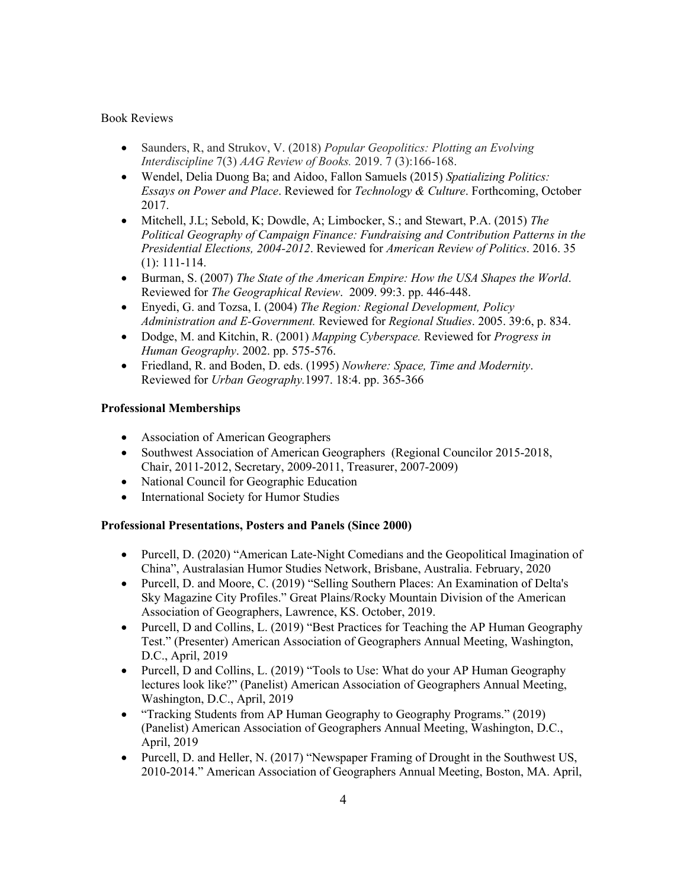Book Reviews

- Saunders, R, and Strukov, V. (2018) *Popular Geopolitics: Plotting an Evolving Interdiscipline* 7(3) *AAG Review of Books.* 2019. 7 (3):166-168.
- Wendel, Delia Duong Ba; and Aidoo, Fallon Samuels (2015) *Spatializing Politics: Essays on Power and Place*. Reviewed for *Technology & Culture*. Forthcoming, October 2017.
- Mitchell, J.L; Sebold, K; Dowdle, A; Limbocker, S.; and Stewart, P.A. (2015) *The Political Geography of Campaign Finance: Fundraising and Contribution Patterns in the Presidential Elections, 2004-2012*. Reviewed for *American Review of Politics*. 2016. 35 (1): 111-114.
- Burman, S. (2007) *The State of the American Empire: How the USA Shapes the World*. Reviewed for *The Geographical Review*. 2009. 99:3. pp. 446-448.
- Enyedi, G. and Tozsa, I. (2004) *The Region: Regional Development, Policy Administration and E-Government.* Reviewed for *Regional Studies*. 2005. 39:6, p. 834.
- Dodge, M. and Kitchin, R. (2001) *Mapping Cyberspace.* Reviewed for *Progress in Human Geography*. 2002. pp. 575-576.
- Friedland, R. and Boden, D. eds. (1995) *Nowhere: Space, Time and Modernity*. Reviewed for *Urban Geography.*1997. 18:4. pp. 365-366

**Professional Memberships**

- Association of American Geographers
- Southwest Association of American Geographers (Regional Councilor 2015-2018, Chair, 2011-2012, Secretary, 2009-2011, Treasurer, 2007-2009)
- National Council for Geographic Education
- International Society for Humor Studies

**Professional Presentations, Posters and Panels (Since 2000)**

- Purcell, D. (2020) "American Late-Night Comedians and the Geopolitical Imagination of China", Australasian Humor Studies Network, Brisbane, Australia. February, 2020
- Purcell, D. and Moore, C. (2019) "Selling Southern Places: An Examination of Delta's Sky Magazine City Profiles." Great Plains/Rocky Mountain Division of the American Association of Geographers, Lawrence, KS. October, 2019.
- Purcell, D and Collins, L. (2019) "Best Practices for Teaching the AP Human Geography Test." (Presenter) American Association of Geographers Annual Meeting, Washington, D.C., April, 2019
- Purcell, D and Collins, L. (2019) "Tools to Use: What do your AP Human Geography lectures look like?" (Panelist) American Association of Geographers Annual Meeting, Washington, D.C., April, 2019
- "Tracking Students from AP Human Geography to Geography Programs." (2019) (Panelist) American Association of Geographers Annual Meeting, Washington, D.C., April, 2019
- Purcell, D. and Heller, N. (2017) "Newspaper Framing of Drought in the Southwest US, 2010-2014." American Association of Geographers Annual Meeting, Boston, MA. April,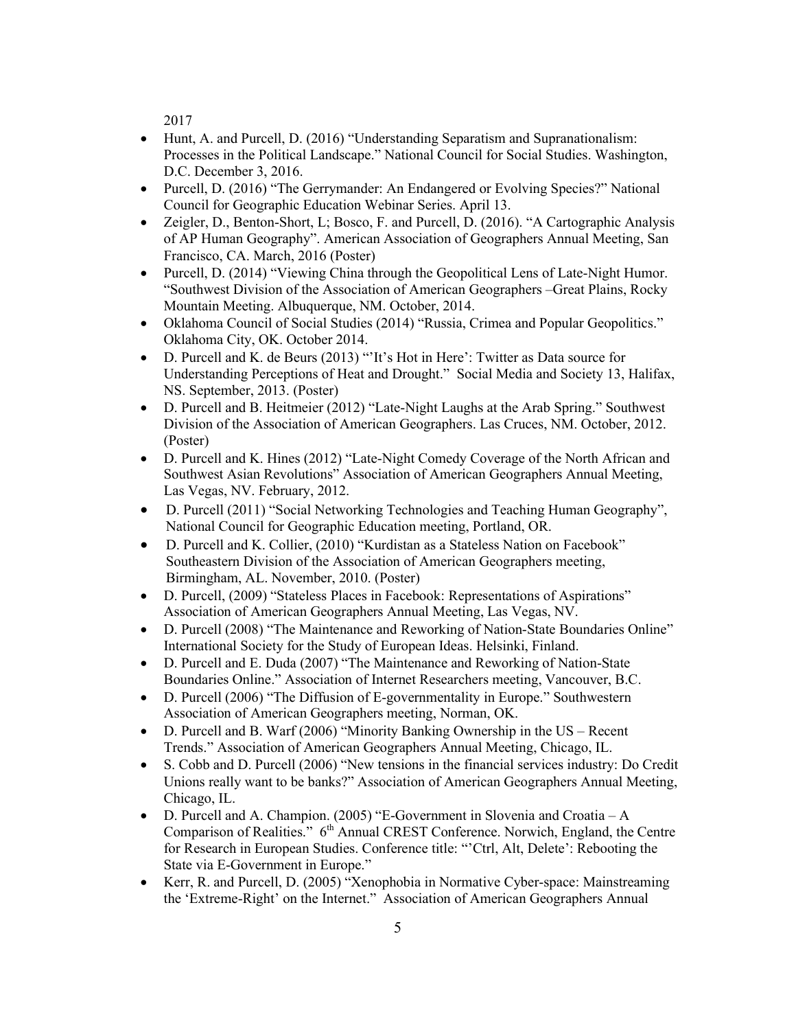2017

- Hunt, A. and Purcell, D. (2016) "Understanding Separatism and Supranationalism: Processes in the Political Landscape." National Council for Social Studies. Washington, D.C. December 3, 2016.
- Purcell, D. (2016) "The Gerrymander: An Endangered or Evolving Species?" National Council for Geographic Education Webinar Series. April 13.
- Zeigler, D., Benton-Short, L; Bosco, F. and Purcell, D. (2016). "A Cartographic Analysis of AP Human Geography". American Association of Geographers Annual Meeting, San Francisco, CA. March, 2016 (Poster)
- Purcell, D. (2014) "Viewing China through the Geopolitical Lens of Late-Night Humor. "Southwest Division of the Association of American Geographers –Great Plains, Rocky Mountain Meeting. Albuquerque, NM. October, 2014.
- Oklahoma Council of Social Studies (2014) "Russia, Crimea and Popular Geopolitics." Oklahoma City, OK. October 2014.
- D. Purcell and K. de Beurs (2013) "'It's Hot in Here': Twitter as Data source for Understanding Perceptions of Heat and Drought." Social Media and Society 13, Halifax, NS. September, 2013. (Poster)
- D. Purcell and B. Heitmeier (2012) "Late-Night Laughs at the Arab Spring." Southwest Division of the Association of American Geographers. Las Cruces, NM. October, 2012. (Poster)
- D. Purcell and K. Hines (2012) "Late-Night Comedy Coverage of the North African and Southwest Asian Revolutions" Association of American Geographers Annual Meeting, Las Vegas, NV. February, 2012.
- D. Purcell (2011) "Social Networking Technologies and Teaching Human Geography", National Council for Geographic Education meeting, Portland, OR.
- D. Purcell and K. Collier, (2010) "Kurdistan as a Stateless Nation on Facebook" Southeastern Division of the Association of American Geographers meeting, Birmingham, AL. November, 2010. (Poster)
- D. Purcell, (2009) "Stateless Places in Facebook: Representations of Aspirations" Association of American Geographers Annual Meeting, Las Vegas, NV.
- D. Purcell (2008) "The Maintenance and Reworking of Nation-State Boundaries Online" International Society for the Study of European Ideas. Helsinki, Finland.
- D. Purcell and E. Duda (2007) "The Maintenance and Reworking of Nation-State Boundaries Online." Association of Internet Researchers meeting, Vancouver, B.C.
- D. Purcell (2006) "The Diffusion of E-governmentality in Europe." Southwestern Association of American Geographers meeting, Norman, OK.
- D. Purcell and B. Warf (2006) "Minority Banking Ownership in the US – Recent Trends." Association of American Geographers Annual Meeting, Chicago, IL.
- S. Cobb and D. Purcell (2006) "New tensions in the financial services industry: Do Credit Unions really want to be banks?" Association of American Geographers Annual Meeting, Chicago, IL.
- D. Purcell and A. Champion. (2005) "E-Government in Slovenia and Croatia – A Comparison of Realities." 6th Annual CREST Conference. Norwich, England, the Centre for Research in European Studies. Conference title: "'Ctrl, Alt, Delete': Rebooting the State via E-Government in Europe."
- Kerr, R. and Purcell, D. (2005) "Xenophobia in Normative Cyber-space: Mainstreaming the 'Extreme-Right' on the Internet." Association of American Geographers Annual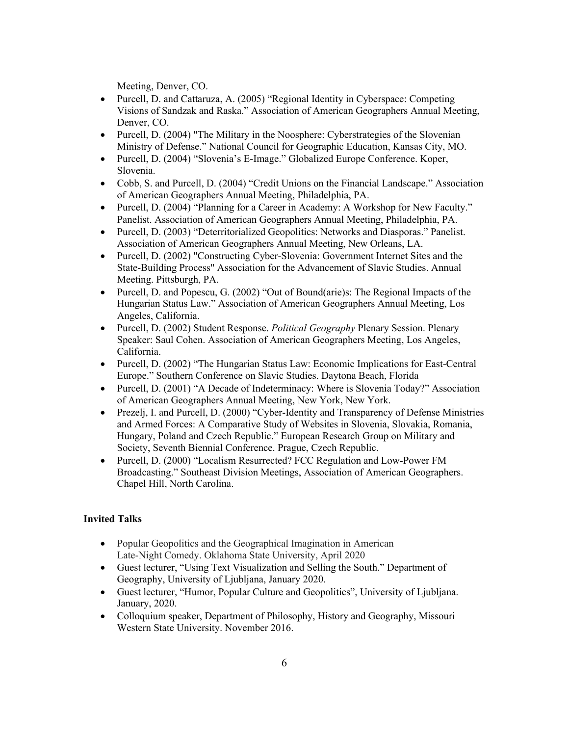Meeting, Denver, CO.

- Purcell, D. and Cattaruza, A. (2005) “Regional Identity in Cyberspace: Competing Visions of Sandzak and Raska.” Association of American Geographers Annual Meeting, Denver, CO.
- Purcell, D. (2004) "The Military in the Noosphere: Cyberstrategies of the Slovenian Ministry of Defense.” National Council for Geographic Education, Kansas City, MO.
- Purcell, D. (2004) “Slovenia’s E-Image.” Globalized Europe Conference. Koper, Slovenia.
- Cobb, S. and Purcell, D. (2004) “Credit Unions on the Financial Landscape.” Association of American Geographers Annual Meeting, Philadelphia, PA.
- Purcell, D. (2004) “Planning for a Career in Academy: A Workshop for New Faculty.” Panelist. Association of American Geographers Annual Meeting, Philadelphia, PA.
- Purcell, D. (2003) “Deterritorialized Geopolitics: Networks and Diasporas.” Panelist. Association of American Geographers Annual Meeting, New Orleans, LA.
- Purcell, D. (2002) "Constructing Cyber-Slovenia: Government Internet Sites and the State-Building Process" Association for the Advancement of Slavic Studies. Annual Meeting. Pittsburgh, PA.
- Purcell, D. and Popescu, G. (2002) “Out of Bound(arie)s: The Regional Impacts of the Hungarian Status Law.” Association of American Geographers Annual Meeting, Los Angeles, California.
- Purcell, D. (2002) Student Response. *Political Geography* Plenary Session. Plenary Speaker: Saul Cohen. Association of American Geographers Meeting, Los Angeles, California.
- Purcell, D. (2002) “The Hungarian Status Law: Economic Implications for East-Central Europe.” Southern Conference on Slavic Studies. Daytona Beach, Florida
- Purcell, D. (2001) “A Decade of Indeterminacy: Where is Slovenia Today?” Association of American Geographers Annual Meeting, New York, New York.
- Prezelj, I. and Purcell, D. (2000) “Cyber-Identity and Transparency of Defense Ministries and Armed Forces: A Comparative Study of Websites in Slovenia, Slovakia, Romania, Hungary, Poland and Czech Republic.” European Research Group on Military and Society, Seventh Biennial Conference. Prague, Czech Republic.
- Purcell, D. (2000) “Localism Resurrected? FCC Regulation and Low-Power FM Broadcasting.” Southeast Division Meetings, Association of American Geographers. Chapel Hill, North Carolina.

**Invited Talks**

- Popular Geopolitics and the Geographical Imagination in American Late-Night Comedy. Oklahoma State University, April 2020
- Guest lecturer, “Using Text Visualization and Selling the South.” Department of Geography, University of Ljubljana, January 2020.
- Guest lecturer, “Humor, Popular Culture and Geopolitics”, University of Ljubljana. January, 2020.
- Colloquium speaker, Department of Philosophy, History and Geography, Missouri Western State University. November 2016.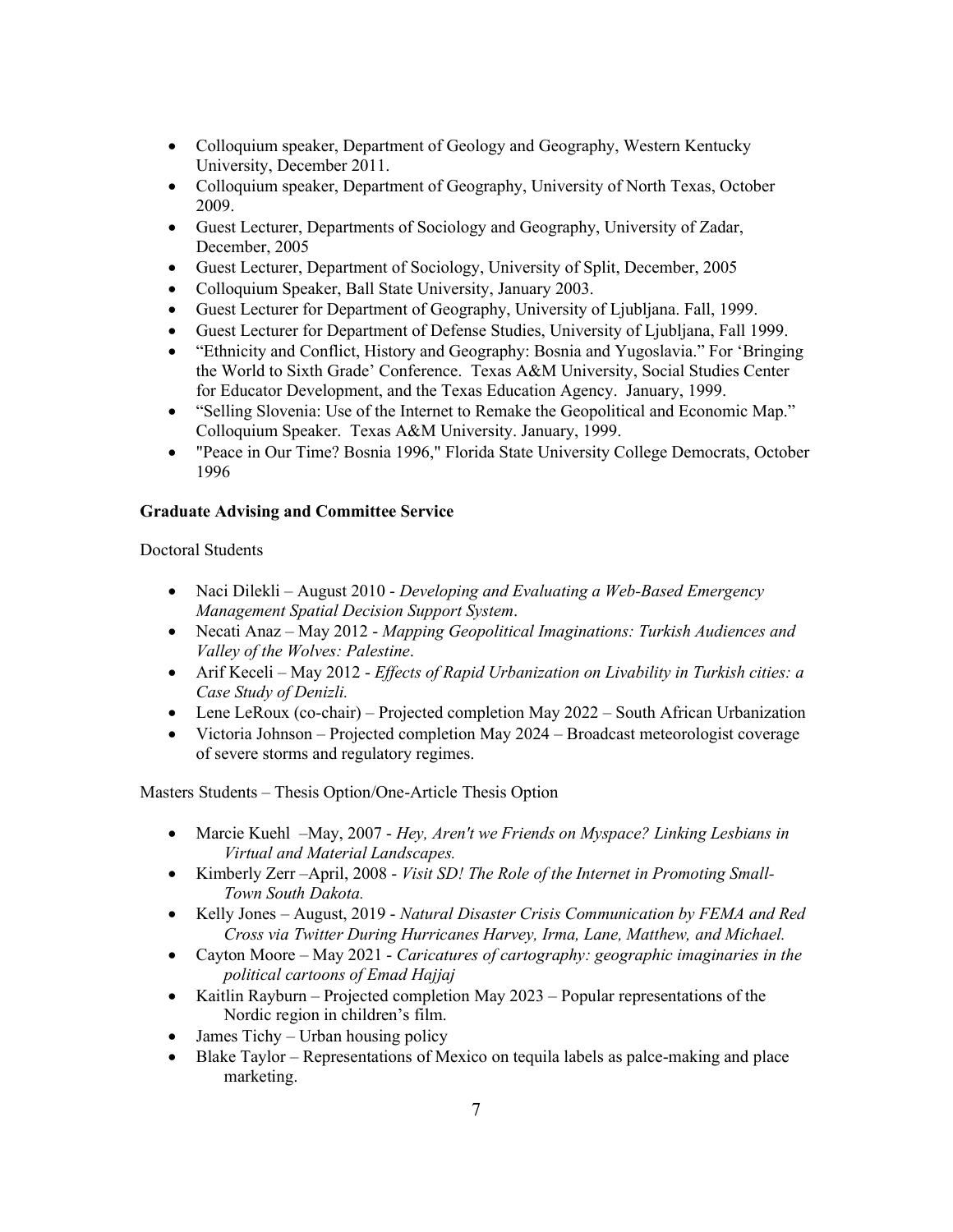- Colloquium speaker, Department of Geology and Geography, Western Kentucky University, December 2011.
- Colloquium speaker, Department of Geography, University of North Texas, October 2009.
- Guest Lecturer, Departments of Sociology and Geography, University of Zadar, December, 2005
- Guest Lecturer, Department of Sociology, University of Split, December, 2005
- Colloquium Speaker, Ball State University, January 2003.
- Guest Lecturer for Department of Geography, University of Ljubljana. Fall, 1999.
- Guest Lecturer for Department of Defense Studies, University of Ljubljana, Fall 1999.
- "Ethnicity and Conflict, History and Geography: Bosnia and Yugoslavia." For 'Bringing the World to Sixth Grade' Conference. Texas A&M University, Social Studies Center for Educator Development, and the Texas Education Agency. January, 1999.
- "Selling Slovenia: Use of the Internet to Remake the Geopolitical and Economic Map." Colloquium Speaker. Texas A&M University. January, 1999.
- "Peace in Our Time? Bosnia 1996," Florida State University College Democrats, October 1996

**Graduate Advising and Committee Service**

Doctoral Students

- Naci Dilekli – August 2010 - *Developing and Evaluating a Web-Based Emergency Management Spatial Decision Support System*.
- Necati Anaz – May 2012 - *Mapping Geopolitical Imaginations: Turkish Audiences and Valley of the Wolves: Palestine*.
- Arif Keceli – May 2012 - *Effects of Rapid Urbanization on Livability in Turkish cities: a Case Study of Denizli.*
- Lene LeRoux (co-chair) – Projected completion May 2022 – South African Urbanization
- Victoria Johnson – Projected completion May 2024 – Broadcast meteorologist coverage of severe storms and regulatory regimes.

Masters Students – Thesis Option/One-Article Thesis Option

- Marcie Kuehl –May, 2007 - *Hey, Aren't we Friends on Myspace? Linking Lesbians in Virtual and Material Landscapes.*
- Kimberly Zerr –April, 2008 - *Visit SD! The Role of the Internet in Promoting Small-Town South Dakota.*
- Kelly Jones – August, 2019 - *Natural Disaster Crisis Communication by FEMA and Red Cross via Twitter During Hurricanes Harvey, Irma, Lane, Matthew, and Michael.*
- Cayton Moore – May 2021 - *Caricatures of cartography: geographic imaginaries in the political cartoons of Emad Hajjaj*
- Kaitlin Rayburn – Projected completion May 2023 – Popular representations of the Nordic region in children's film.
- James Tichy – Urban housing policy
- Blake Taylor – Representations of Mexico on tequila labels as palce-making and place marketing.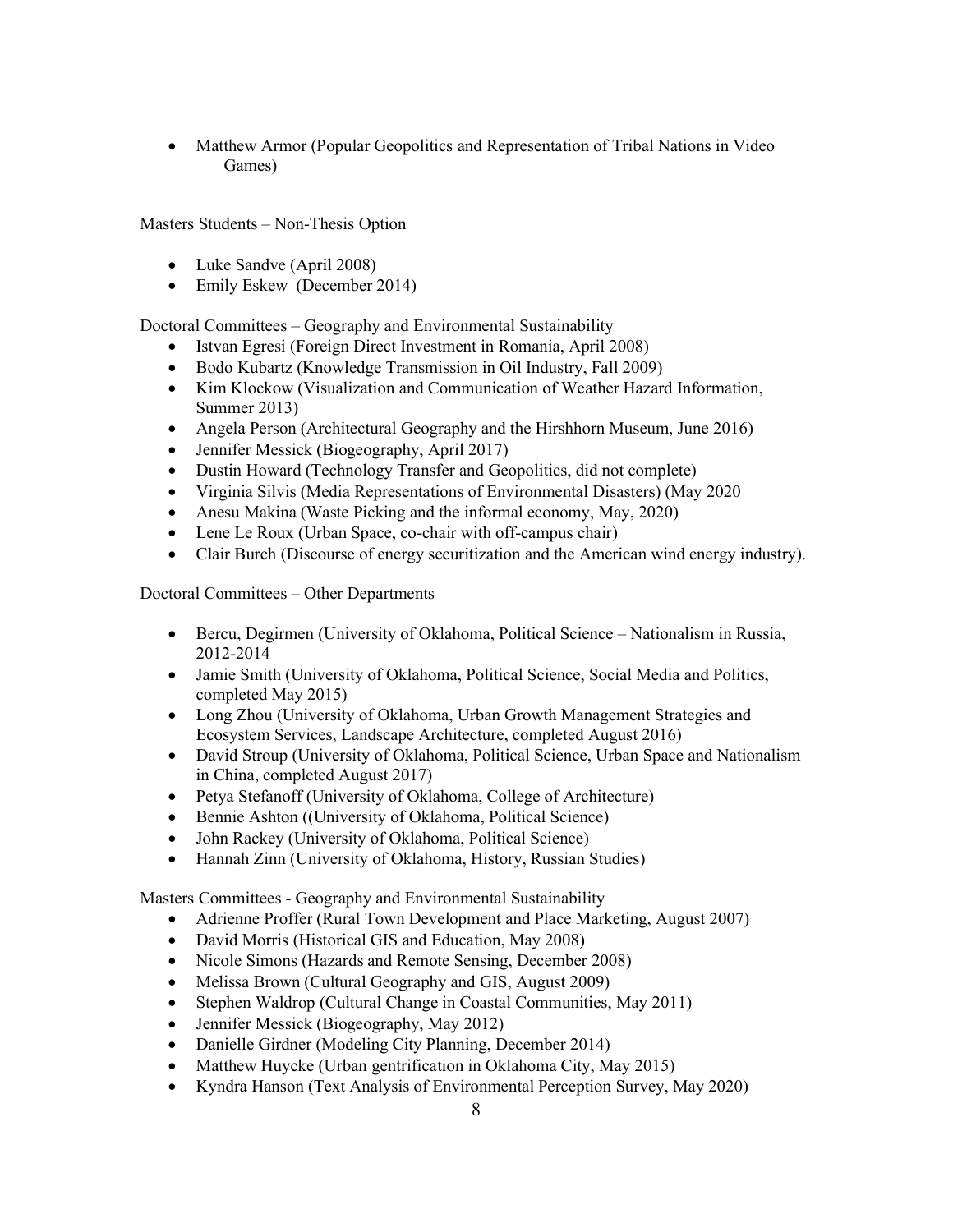- Matthew Armor (Popular Geopolitics and Representation of Tribal Nations in Video Games)

Masters Students – Non-Thesis Option

- Luke Sandve (April 2008)
- Emily Eskew (December 2014)

Doctoral Committees – Geography and Environmental Sustainability

- Istvan Egresi (Foreign Direct Investment in Romania, April 2008)
- Bodo Kubartz (Knowledge Transmission in Oil Industry, Fall 2009)
- Kim Klockow (Visualization and Communication of Weather Hazard Information, Summer 2013)
- Angela Person (Architectural Geography and the Hirshhorn Museum, June 2016)
- Jennifer Messick (Biogeography, April 2017)
- Dustin Howard (Technology Transfer and Geopolitics, did not complete)
- Virginia Silvis (Media Representations of Environmental Disasters) (May 2020
- Anesu Makina (Waste Picking and the informal economy, May, 2020)
- Lene Le Roux (Urban Space, co-chair with off-campus chair)
- Clair Burch (Discourse of energy securitization and the American wind energy industry).

Doctoral Committees – Other Departments

- Bercu, Degirmen (University of Oklahoma, Political Science – Nationalism in Russia, 2012-2014
- Jamie Smith (University of Oklahoma, Political Science, Social Media and Politics, completed May 2015)
- Long Zhou (University of Oklahoma, Urban Growth Management Strategies and Ecosystem Services, Landscape Architecture, completed August 2016)
- David Stroup (University of Oklahoma, Political Science, Urban Space and Nationalism in China, completed August 2017)
- Petya Stefanoff (University of Oklahoma, College of Architecture)
- Bennie Ashton ((University of Oklahoma, Political Science)
- John Rackey (University of Oklahoma, Political Science)
- Hannah Zinn (University of Oklahoma, History, Russian Studies)

Masters Committees - Geography and Environmental Sustainability

- Adrienne Proffer (Rural Town Development and Place Marketing, August 2007)
- David Morris (Historical GIS and Education, May 2008)
- Nicole Simons (Hazards and Remote Sensing, December 2008)
- Melissa Brown (Cultural Geography and GIS, August 2009)
- Stephen Waldrop (Cultural Change in Coastal Communities, May 2011)
- Jennifer Messick (Biogeography, May 2012)
- Danielle Girdner (Modeling City Planning, December 2014)
- Matthew Huycke (Urban gentrification in Oklahoma City, May 2015)
- Kyndra Hanson (Text Analysis of Environmental Perception Survey, May 2020)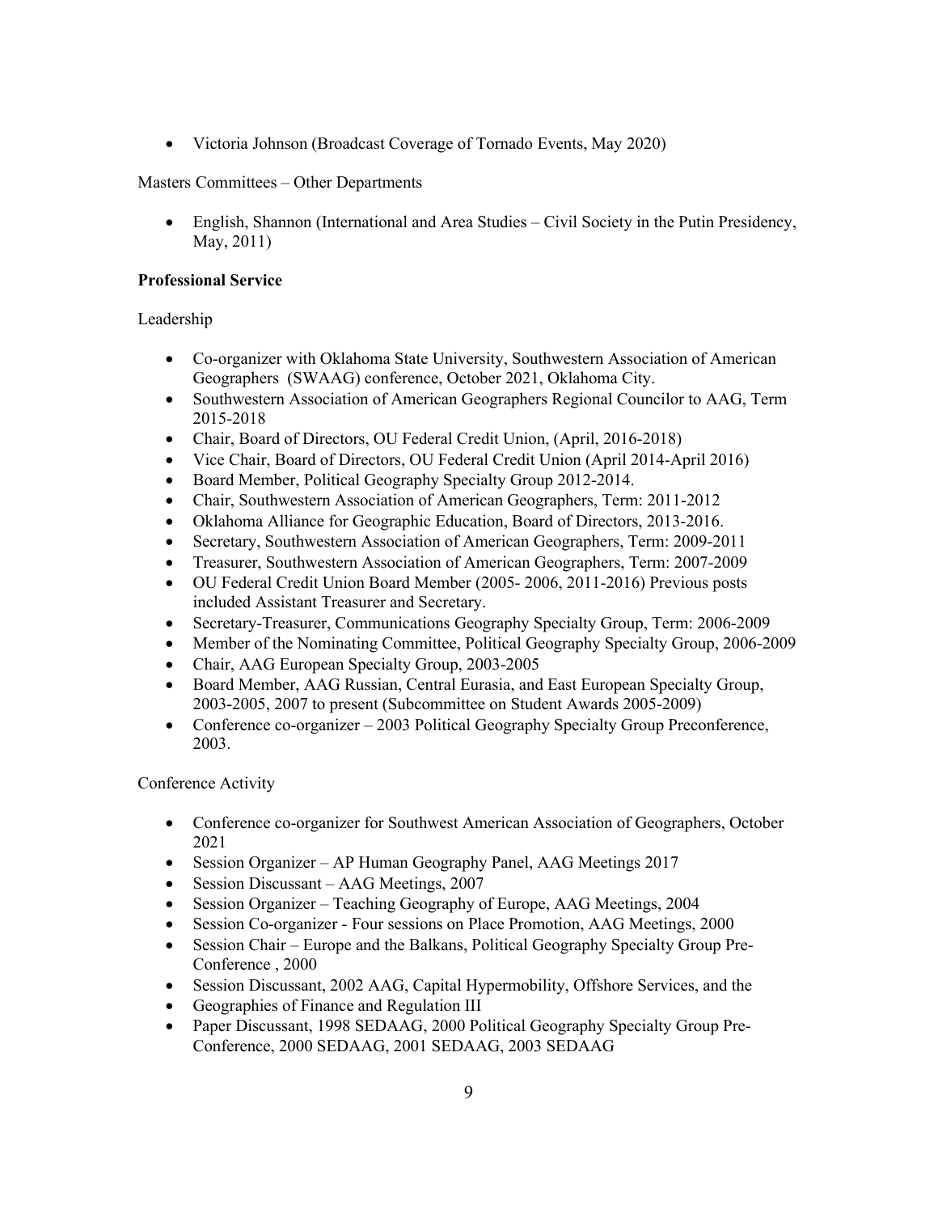- Victoria Johnson (Broadcast Coverage of Tornado Events, May 2020)

Masters Committees – Other Departments

- English, Shannon (International and Area Studies – Civil Society in the Putin Presidency, May, 2011)

**Professional Service**

Leadership

- Co-organizer with Oklahoma State University, Southwestern Association of American Geographers (SWAAG) conference, October 2021, Oklahoma City.
- Southwestern Association of American Geographers Regional Councilor to AAG, Term 2015-2018
- Chair, Board of Directors, OU Federal Credit Union, (April, 2016-2018)
- Vice Chair, Board of Directors, OU Federal Credit Union (April 2014-April 2016)
- Board Member, Political Geography Specialty Group 2012-2014.
- Chair, Southwestern Association of American Geographers, Term: 2011-2012
- Oklahoma Alliance for Geographic Education, Board of Directors, 2013-2016.
- Secretary, Southwestern Association of American Geographers, Term: 2009-2011
- Treasurer, Southwestern Association of American Geographers, Term: 2007-2009
- OU Federal Credit Union Board Member (2005- 2006, 2011-2016) Previous posts included Assistant Treasurer and Secretary.
- Secretary-Treasurer, Communications Geography Specialty Group, Term: 2006-2009
- Member of the Nominating Committee, Political Geography Specialty Group, 2006-2009
- Chair, AAG European Specialty Group, 2003-2005
- Board Member, AAG Russian, Central Eurasia, and East European Specialty Group, 2003-2005, 2007 to present (Subcommittee on Student Awards 2005-2009)
- Conference co-organizer – 2003 Political Geography Specialty Group Preconference, 2003.

Conference Activity

- Conference co-organizer for Southwest American Association of Geographers, October 2021
- Session Organizer – AP Human Geography Panel, AAG Meetings 2017
- Session Discussant – AAG Meetings, 2007
- Session Organizer – Teaching Geography of Europe, AAG Meetings, 2004
- Session Co-organizer - Four sessions on Place Promotion, AAG Meetings, 2000
- Session Chair – Europe and the Balkans, Political Geography Specialty Group Pre-Conference , 2000
- Session Discussant, 2002 AAG, Capital Hypermobility, Offshore Services, and the
- Geographies of Finance and Regulation III
- Paper Discussant, 1998 SEDAAG, 2000 Political Geography Specialty Group Pre-Conference, 2000 SEDAAG, 2001 SEDAAG, 2003 SEDAAG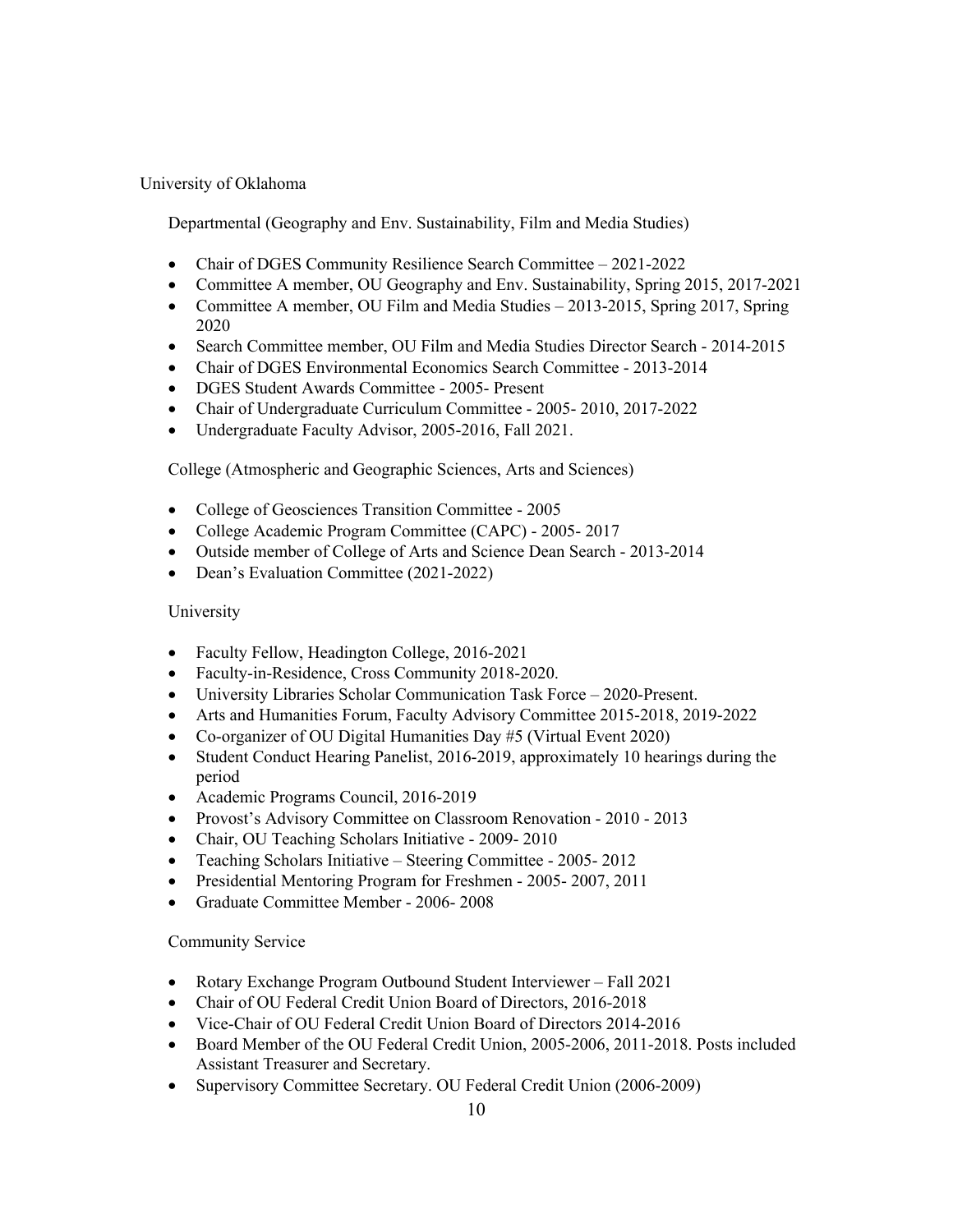University of Oklahoma

Departmental (Geography and Env. Sustainability, Film and Media Studies)

- Chair of DGES Community Resilience Search Committee – 2021-2022
- Committee A member, OU Geography and Env. Sustainability, Spring 2015, 2017-2021
- Committee A member, OU Film and Media Studies – 2013-2015, Spring 2017, Spring 2020
- Search Committee member, OU Film and Media Studies Director Search - 2014-2015
- Chair of DGES Environmental Economics Search Committee - 2013-2014
- DGES Student Awards Committee - 2005- Present
- Chair of Undergraduate Curriculum Committee - 2005- 2010, 2017-2022
- Undergraduate Faculty Advisor, 2005-2016, Fall 2021.

College (Atmospheric and Geographic Sciences, Arts and Sciences)

- College of Geosciences Transition Committee - 2005
- College Academic Program Committee (CAPC) - 2005- 2017
- Outside member of College of Arts and Science Dean Search - 2013-2014
- Dean's Evaluation Committee (2021-2022)

University

- Faculty Fellow, Headington College, 2016-2021
- Faculty-in-Residence, Cross Community 2018-2020.
- University Libraries Scholar Communication Task Force – 2020-Present.
- Arts and Humanities Forum, Faculty Advisory Committee 2015-2018, 2019-2022
- Co-organizer of OU Digital Humanities Day #5 (Virtual Event 2020)
- Student Conduct Hearing Panelist, 2016-2019, approximately 10 hearings during the period
- Academic Programs Council, 2016-2019
- Provost's Advisory Committee on Classroom Renovation - 2010 - 2013
- Chair, OU Teaching Scholars Initiative - 2009- 2010
- Teaching Scholars Initiative – Steering Committee - 2005- 2012
- Presidential Mentoring Program for Freshmen - 2005- 2007, 2011
- Graduate Committee Member - 2006- 2008

Community Service

- Rotary Exchange Program Outbound Student Interviewer – Fall 2021
- Chair of OU Federal Credit Union Board of Directors, 2016-2018
- Vice-Chair of OU Federal Credit Union Board of Directors 2014-2016
- Board Member of the OU Federal Credit Union, 2005-2006, 2011-2018. Posts included Assistant Treasurer and Secretary.
- Supervisory Committee Secretary. OU Federal Credit Union (2006-2009)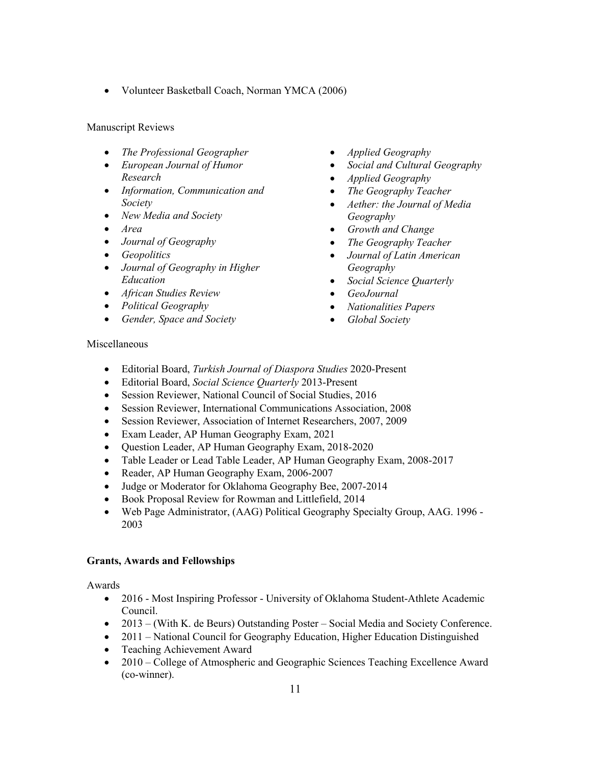- Volunteer Basketball Coach, Norman YMCA (2006)

Manuscript Reviews

- *The Professional Geographer*
- *European Journal of Humor Research*
- *Information, Communication and Society*
- *New Media and Society*
- *Area*
- *Journal of Geography*
- *Geopolitics*
- *Journal of Geography in Higher Education*
- *African Studies Review*
- *Political Geography*
- *Gender, Space and Society*
- *Applied Geography*
- *Social and Cultural Geography*
- *Applied Geography*
- *The Geography Teacher*
- *Aether: the Journal of Media Geography*
- *Growth and Change*
- *The Geography Teacher*
- *Journal of Latin American Geography*
- *Social Science Quarterly*
- *GeoJournal*
- *Nationalities Papers*
- *Global Society*

Miscellaneous

- Editorial Board, *Turkish Journal of Diaspora Studies* 2020-Present
- Editorial Board, *Social Science Quarterly* 2013-Present
- Session Reviewer, National Council of Social Studies, 2016
- Session Reviewer, International Communications Association, 2008
- Session Reviewer, Association of Internet Researchers, 2007, 2009
- Exam Leader, AP Human Geography Exam, 2021
- Question Leader, AP Human Geography Exam, 2018-2020
- Table Leader or Lead Table Leader, AP Human Geography Exam, 2008-2017
- Reader, AP Human Geography Exam, 2006-2007
- Judge or Moderator for Oklahoma Geography Bee, 2007-2014
- Book Proposal Review for Rowman and Littlefield, 2014
- Web Page Administrator, (AAG) Political Geography Specialty Group, AAG. 1996 - 2003

**Grants, Awards and Fellowships**

Awards

- 2016 - Most Inspiring Professor - University of Oklahoma Student-Athlete Academic Council.
- 2013 – (With K. de Beurs) Outstanding Poster – Social Media and Society Conference.
- 2011 – National Council for Geography Education, Higher Education Distinguished
- Teaching Achievement Award
- 2010 – College of Atmospheric and Geographic Sciences Teaching Excellence Award (co-winner).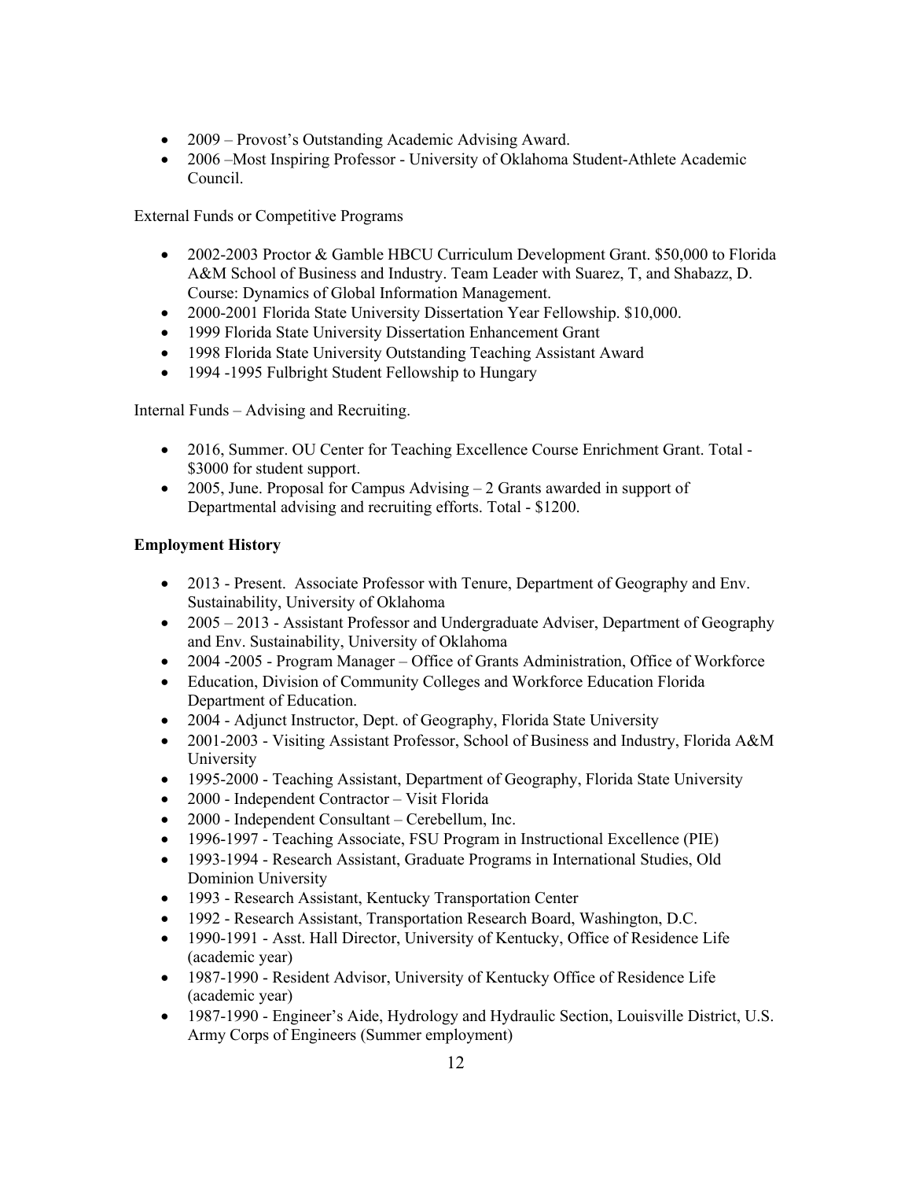- 2009 – Provost's Outstanding Academic Advising Award.
- 2006 –Most Inspiring Professor - University of Oklahoma Student-Athlete Academic Council.

External Funds or Competitive Programs

- 2002-2003 Proctor & Gamble HBCU Curriculum Development Grant. $50,000 to Florida A&M School of Business and Industry. Team Leader with Suarez, T, and Shabazz, D. Course: Dynamics of Global Information Management.
- 2000-2001 Florida State University Dissertation Year Fellowship. $10,000.
- 1999 Florida State University Dissertation Enhancement Grant
- 1998 Florida State University Outstanding Teaching Assistant Award
- 1994 -1995 Fulbright Student Fellowship to Hungary

Internal Funds – Advising and Recruiting.

- 2016, Summer. OU Center for Teaching Excellence Course Enrichment Grant. Total - $3000 for student support.
- 2005, June. Proposal for Campus Advising – 2 Grants awarded in support of Departmental advising and recruiting efforts. Total - $1200.

**Employment History**

- 2013 - Present. Associate Professor with Tenure, Department of Geography and Env. Sustainability, University of Oklahoma
- 2005 – 2013 - Assistant Professor and Undergraduate Adviser, Department of Geography and Env. Sustainability, University of Oklahoma
- 2004 -2005 - Program Manager – Office of Grants Administration, Office of Workforce
- Education, Division of Community Colleges and Workforce Education Florida Department of Education.
- 2004 - Adjunct Instructor, Dept. of Geography, Florida State University
- 2001-2003 - Visiting Assistant Professor, School of Business and Industry, Florida A&M University
- 1995-2000 - Teaching Assistant, Department of Geography, Florida State University
- 2000 - Independent Contractor – Visit Florida
- 2000 - Independent Consultant – Cerebellum, Inc.
- 1996-1997 - Teaching Associate, FSU Program in Instructional Excellence (PIE)
- 1993-1994 - Research Assistant, Graduate Programs in International Studies, Old Dominion University
- 1993 - Research Assistant, Kentucky Transportation Center
- 1992 - Research Assistant, Transportation Research Board, Washington, D.C.
- 1990-1991 - Asst. Hall Director, University of Kentucky, Office of Residence Life (academic year)
- 1987-1990 - Resident Advisor, University of Kentucky Office of Residence Life (academic year)
- 1987-1990 - Engineer's Aide, Hydrology and Hydraulic Section, Louisville District, U.S. Army Corps of Engineers (Summer employment)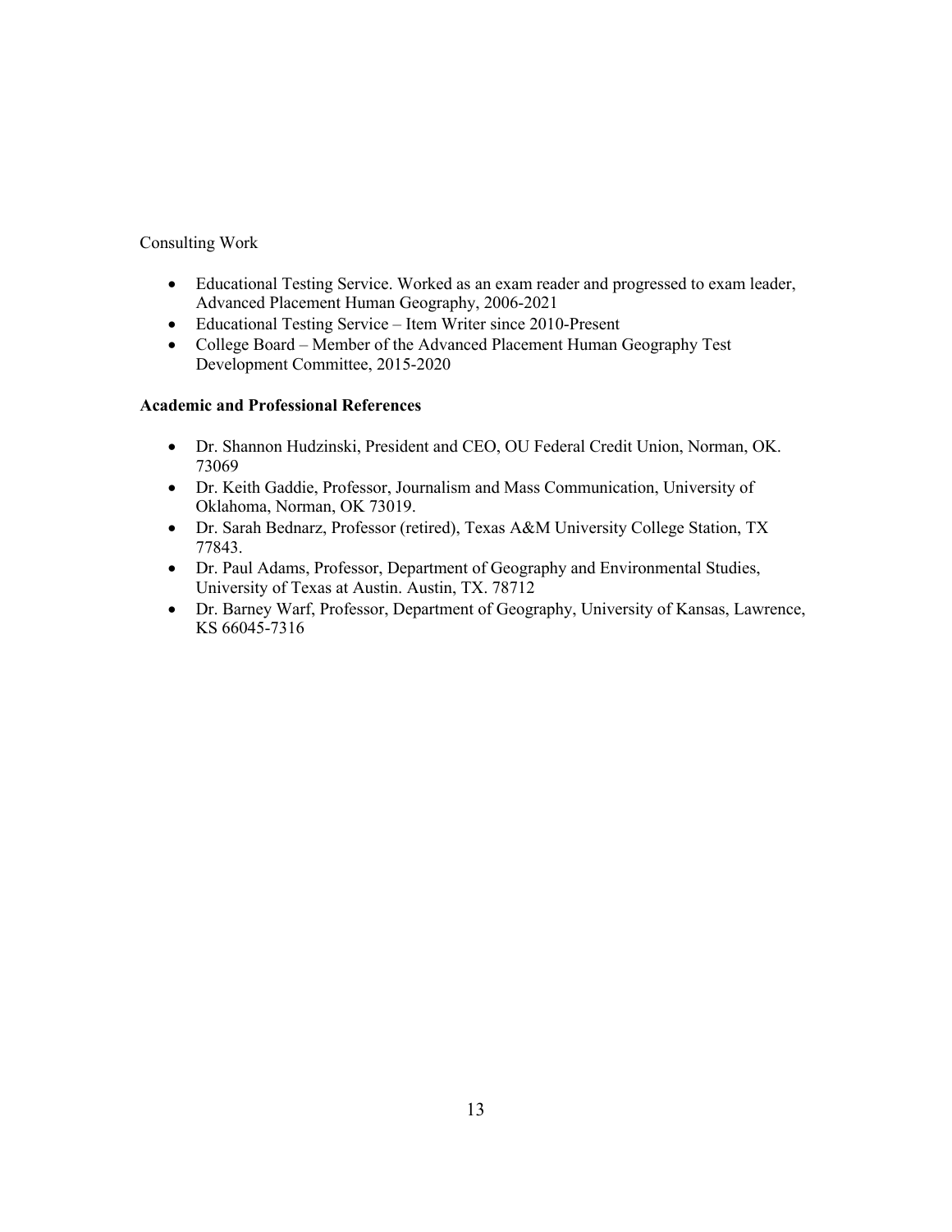Consulting Work

- Educational Testing Service. Worked as an exam reader and progressed to exam leader, Advanced Placement Human Geography, 2006-2021
- Educational Testing Service – Item Writer since 2010-Present
- College Board – Member of the Advanced Placement Human Geography Test Development Committee, 2015-2020

**Academic and Professional References**

- Dr. Shannon Hudzinski, President and CEO, OU Federal Credit Union, Norman, OK. 73069
- Dr. Keith Gaddie, Professor, Journalism and Mass Communication, University of Oklahoma, Norman, OK 73019.
- Dr. Sarah Bednarz, Professor (retired), Texas A&M University College Station, TX 77843.
- Dr. Paul Adams, Professor, Department of Geography and Environmental Studies, University of Texas at Austin. Austin, TX. 78712
- Dr. Barney Warf, Professor, Department of Geography, University of Kansas, Lawrence, KS 66045-7316